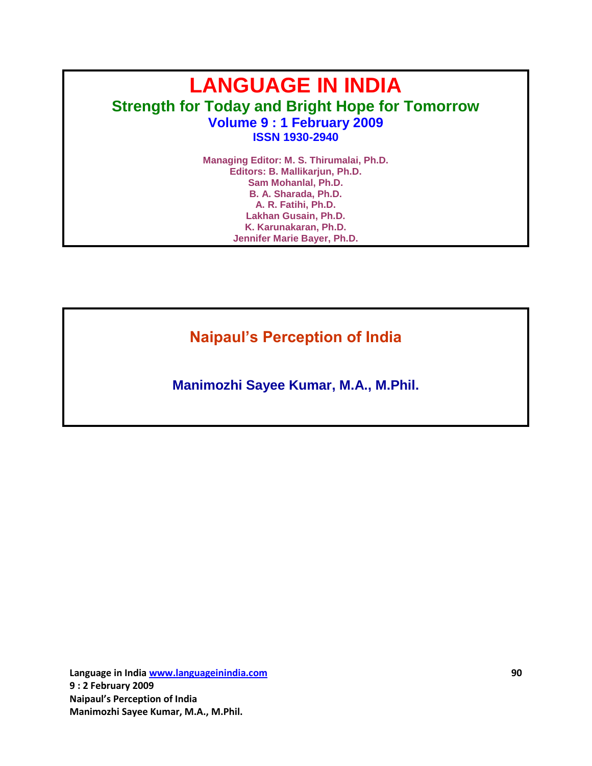# LANGUAGE IN INDIA

## Strength for Today and Bright Hope for Tomorrow

**Volume 9 : 1 February 2009**

**ISSN 1930-2940**

**Managing Editor: M. S. Thirumalai, Ph.D.**
**Editors: B. Mallikarjun, Ph.D.**
**Sam Mohanlal, Ph.D.**
**B. A. Sharada, Ph.D.**
**A. R. Fatihi, Ph.D.**
**Lakhan Gusain, Ph.D.**
**K. Karunakaran, Ph.D.**
**Jennifer Marie Bayer, Ph.D.**

# Naipaul's Perception of India

**Manimozhi Sayee Kumar, M.A., M.Phil.**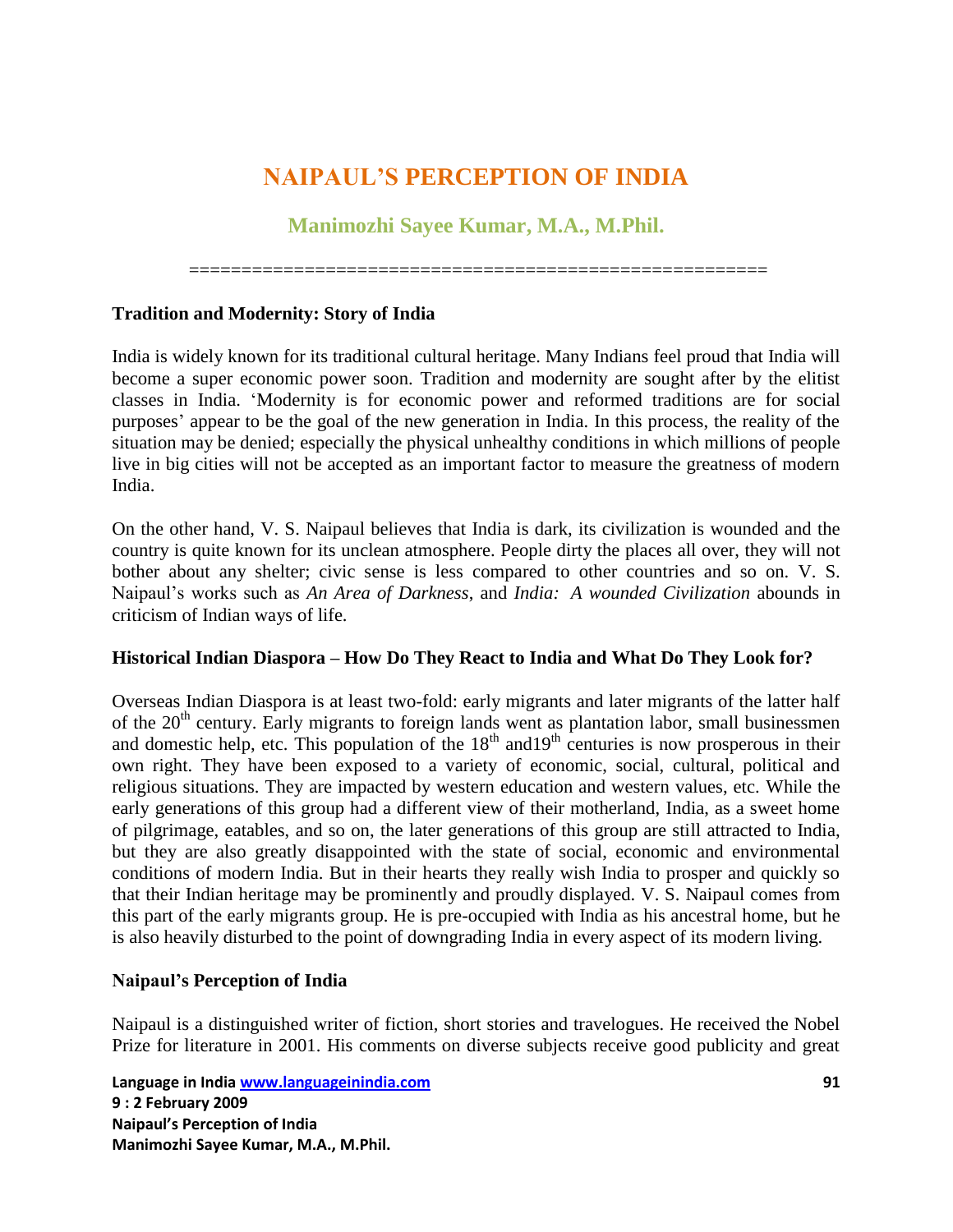# NAIPAUL'S PERCEPTION OF INDIA

## Manimozhi Sayee Kumar, M.A., M.Phil.

=====================================================

### Tradition and Modernity: Story of India

India is widely known for its traditional cultural heritage. Many Indians feel proud that India will become a super economic power soon. Tradition and modernity are sought after by the elitist classes in India. 'Modernity is for economic power and reformed traditions are for social purposes' appear to be the goal of the new generation in India. In this process, the reality of the situation may be denied; especially the physical unhealthy conditions in which millions of people live in big cities will not be accepted as an important factor to measure the greatness of modern India.

On the other hand, V. S. Naipaul believes that India is dark, its civilization is wounded and the country is quite known for its unclean atmosphere. People dirty the places all over, they will not bother about any shelter; civic sense is less compared to other countries and so on. V. S. Naipaul's works such as *An Area of Darkness*, and *India: A wounded Civilization* abounds in criticism of Indian ways of life.

### Historical Indian Diaspora – How Do They React to India and What Do They Look for?

Overseas Indian Diaspora is at least two-fold: early migrants and later migrants of the latter half of the 20th century. Early migrants to foreign lands went as plantation labor, small businessmen and domestic help, etc. This population of the 18th and19th centuries is now prosperous in their own right. They have been exposed to a variety of economic, social, cultural, political and religious situations. They are impacted by western education and western values, etc. While the early generations of this group had a different view of their motherland, India, as a sweet home of pilgrimage, eatables, and so on, the later generations of this group are still attracted to India, but they are also greatly disappointed with the state of social, economic and environmental conditions of modern India. But in their hearts they really wish India to prosper and quickly so that their Indian heritage may be prominently and proudly displayed. V. S. Naipaul comes from this part of the early migrants group. He is pre-occupied with India as his ancestral home, but he is also heavily disturbed to the point of downgrading India in every aspect of its modern living.

### Naipaul's Perception of India

Naipaul is a distinguished writer of fiction, short stories and travelogues. He received the Nobel Prize for literature in 2001. His comments on diverse subjects receive good publicity and great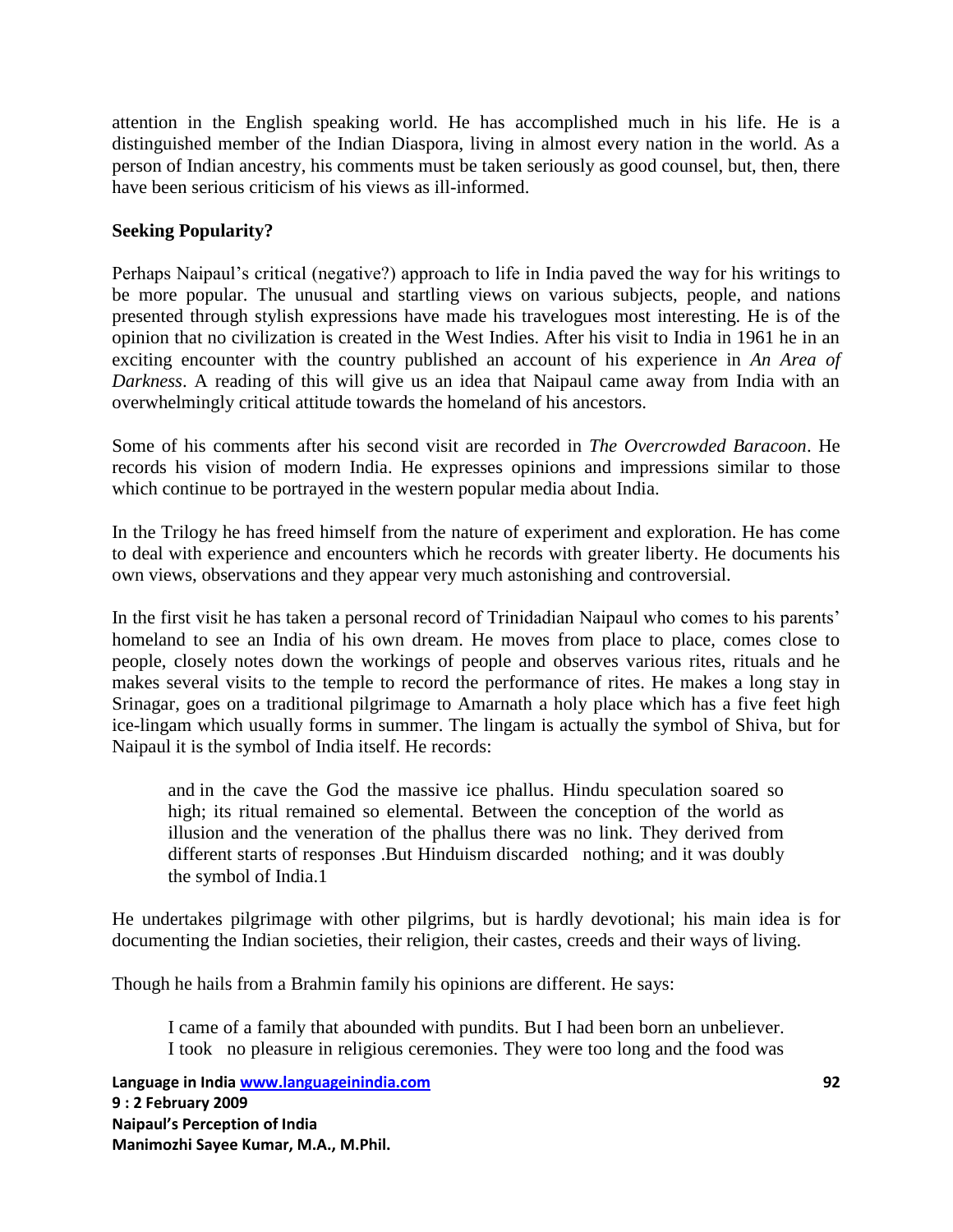attention in the English speaking world. He has accomplished much in his life. He is a distinguished member of the Indian Diaspora, living in almost every nation in the world. As a person of Indian ancestry, his comments must be taken seriously as good counsel, but, then, there have been serious criticism of his views as ill-informed.

**Seeking Popularity?**

Perhaps Naipaul's critical (negative?) approach to life in India paved the way for his writings to be more popular. The unusual and startling views on various subjects, people, and nations presented through stylish expressions have made his travelogues most interesting. He is of the opinion that no civilization is created in the West Indies. After his visit to India in 1961 he in an exciting encounter with the country published an account of his experience in *An Area of Darkness*. A reading of this will give us an idea that Naipaul came away from India with an overwhelmingly critical attitude towards the homeland of his ancestors.

Some of his comments after his second visit are recorded in *The Overcrowded Baracoon*. He records his vision of modern India. He expresses opinions and impressions similar to those which continue to be portrayed in the western popular media about India.

In the Trilogy he has freed himself from the nature of experiment and exploration. He has come to deal with experience and encounters which he records with greater liberty. He documents his own views, observations and they appear very much astonishing and controversial.

In the first visit he has taken a personal record of Trinidadian Naipaul who comes to his parents' homeland to see an India of his own dream. He moves from place to place, comes close to people, closely notes down the workings of people and observes various rites, rituals and he makes several visits to the temple to record the performance of rites. He makes a long stay in Srinagar, goes on a traditional pilgrimage to Amarnath a holy place which has a five feet high ice-lingam which usually forms in summer. The lingam is actually the symbol of Shiva, but for Naipaul it is the symbol of India itself. He records:

> and in the cave the God the massive ice phallus. Hindu speculation soared so high; its ritual remained so elemental. Between the conception of the world as illusion and the veneration of the phallus there was no link. They derived from different starts of responses .But Hinduism discarded nothing; and it was doubly the symbol of India.1

He undertakes pilgrimage with other pilgrims, but is hardly devotional; his main idea is for documenting the Indian societies, their religion, their castes, creeds and their ways of living.

Though he hails from a Brahmin family his opinions are different. He says:

> I came of a family that abounded with pundits. But I had been born an unbeliever. I took no pleasure in religious ceremonies. They were too long and the food was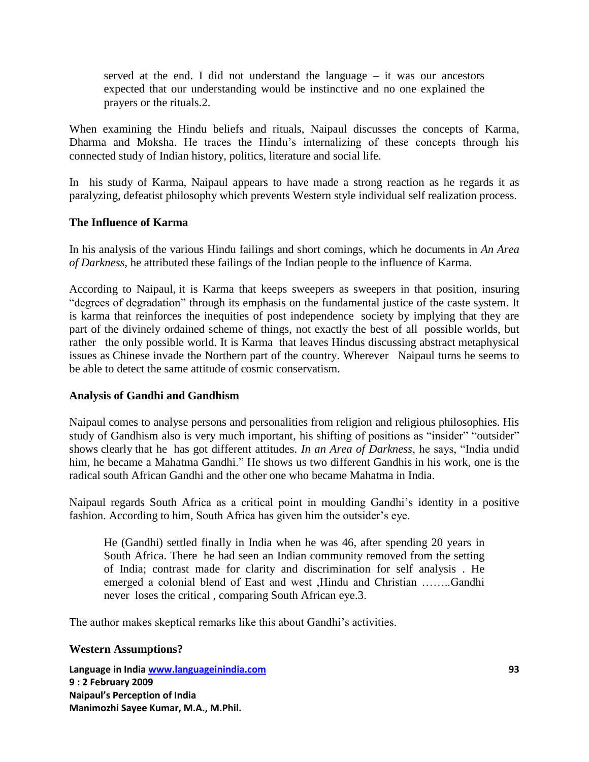> served at the end. I did not understand the language – it was our ancestors expected that our understanding would be instinctive and no one explained the prayers or the rituals.2.

When examining the Hindu beliefs and rituals, Naipaul discusses the concepts of Karma, Dharma and Moksha. He traces the Hindu's internalizing of these concepts through his connected study of Indian history, politics, literature and social life.

In his study of Karma, Naipaul appears to have made a strong reaction as he regards it as paralyzing, defeatist philosophy which prevents Western style individual self realization process.

### The Influence of Karma

In his analysis of the various Hindu failings and short comings, which he documents in *An Area of Darkness*, he attributed these failings of the Indian people to the influence of Karma.

According to Naipaul, it is Karma that keeps sweepers as sweepers in that position, insuring "degrees of degradation" through its emphasis on the fundamental justice of the caste system. It is karma that reinforces the inequities of post independence society by implying that they are part of the divinely ordained scheme of things, not exactly the best of all possible worlds, but rather the only possible world. It is Karma that leaves Hindus discussing abstract metaphysical issues as Chinese invade the Northern part of the country. Wherever Naipaul turns he seems to be able to detect the same attitude of cosmic conservatism.

### Analysis of Gandhi and Gandhism

Naipaul comes to analyse persons and personalities from religion and religious philosophies. His study of Gandhism also is very much important, his shifting of positions as "insider" "outsider" shows clearly that he has got different attitudes. *In an Area of Darkness*, he says, "India undid him, he became a Mahatma Gandhi." He shows us two different Gandhis in his work, one is the radical south African Gandhi and the other one who became Mahatma in India.

Naipaul regards South Africa as a critical point in moulding Gandhi's identity in a positive fashion. According to him, South Africa has given him the outsider's eye.

> He (Gandhi) settled finally in India when he was 46, after spending 20 years in South Africa. There he had seen an Indian community removed from the setting of India; contrast made for clarity and discrimination for self analysis . He emerged a colonial blend of East and west ,Hindu and Christian ……..Gandhi never loses the critical , comparing South African eye.3.

The author makes skeptical remarks like this about Gandhi's activities.

### Western Assumptions?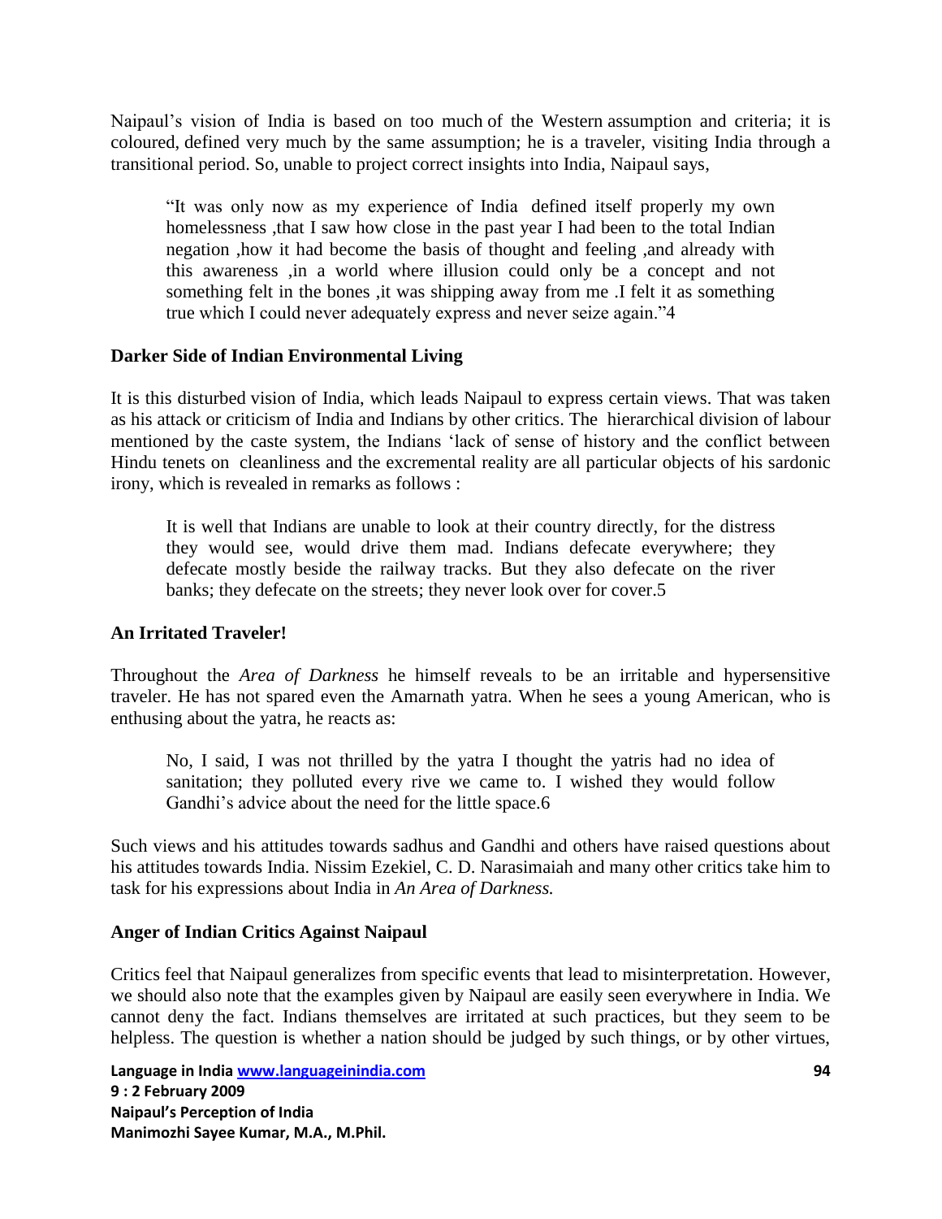Naipaul's vision of India is based on too much of the Western assumption and criteria; it is coloured, defined very much by the same assumption; he is a traveler, visiting India through a transitional period. So, unable to project correct insights into India, Naipaul says,

> "It was only now as my experience of India defined itself properly my own homelessness ,that I saw how close in the past year I had been to the total Indian negation ,how it had become the basis of thought and feeling ,and already with this awareness ,in a world where illusion could only be a concept and not something felt in the bones ,it was shipping away from me .I felt it as something true which I could never adequately express and never seize again."4

### Darker Side of Indian Environmental Living

It is this disturbed vision of India, which leads Naipaul to express certain views. That was taken as his attack or criticism of India and Indians by other critics. The hierarchical division of labour mentioned by the caste system, the Indians 'lack of sense of history and the conflict between Hindu tenets on cleanliness and the excremental reality are all particular objects of his sardonic irony, which is revealed in remarks as follows :

> It is well that Indians are unable to look at their country directly, for the distress they would see, would drive them mad. Indians defecate everywhere; they defecate mostly beside the railway tracks. But they also defecate on the river banks; they defecate on the streets; they never look over for cover.5

### An Irritated Traveler!

Throughout the *Area of Darkness* he himself reveals to be an irritable and hypersensitive traveler. He has not spared even the Amarnath yatra. When he sees a young American, who is enthusing about the yatra, he reacts as:

> No, I said, I was not thrilled by the yatra I thought the yatris had no idea of sanitation; they polluted every rive we came to. I wished they would follow Gandhi's advice about the need for the little space.6

Such views and his attitudes towards sadhus and Gandhi and others have raised questions about his attitudes towards India. Nissim Ezekiel, C. D. Narasimaiah and many other critics take him to task for his expressions about India in *An Area of Darkness.*

### Anger of Indian Critics Against Naipaul

Critics feel that Naipaul generalizes from specific events that lead to misinterpretation. However, we should also note that the examples given by Naipaul are easily seen everywhere in India. We cannot deny the fact. Indians themselves are irritated at such practices, but they seem to be helpless. The question is whether a nation should be judged by such things, or by other virtues,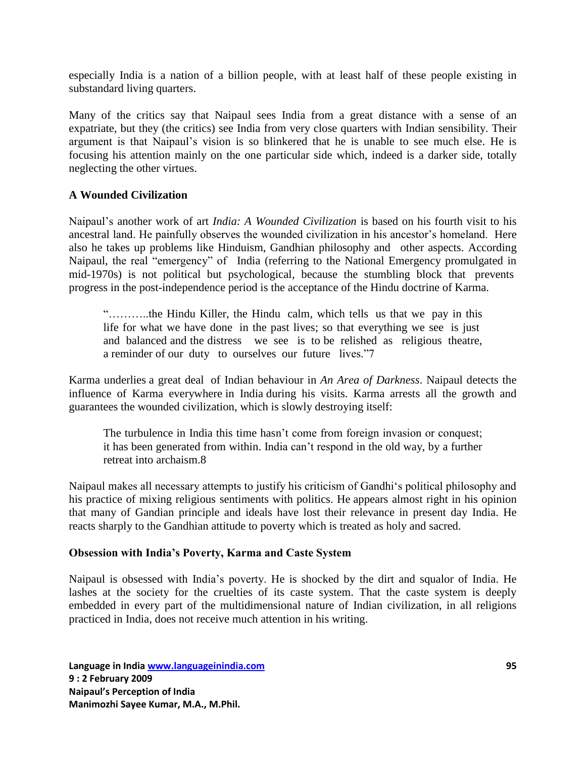especially India is a nation of a billion people, with at least half of these people existing in substandard living quarters.

Many of the critics say that Naipaul sees India from a great distance with a sense of an expatriate, but they (the critics) see India from very close quarters with Indian sensibility. Their argument is that Naipaul's vision is so blinkered that he is unable to see much else. He is focusing his attention mainly on the one particular side which, indeed is a darker side, totally neglecting the other virtues.

### A Wounded Civilization

Naipaul's another work of art *India: A Wounded Civilization* is based on his fourth visit to his ancestral land. He painfully observes the wounded civilization in his ancestor's homeland. Here also he takes up problems like Hinduism, Gandhian philosophy and other aspects. According Naipaul, the real "emergency" of India (referring to the National Emergency promulgated in mid-1970s) is not political but psychological, because the stumbling block that prevents progress in the post-independence period is the acceptance of the Hindu doctrine of Karma.

> "………..the Hindu Killer, the Hindu calm, which tells us that we pay in this life for what we have done in the past lives; so that everything we see is just and balanced and the distress we see is to be relished as religious theatre, a reminder of our duty to ourselves our future lives."7

Karma underlies a great deal of Indian behaviour in *An Area of Darkness*. Naipaul detects the influence of Karma everywhere in India during his visits. Karma arrests all the growth and guarantees the wounded civilization, which is slowly destroying itself:

> The turbulence in India this time hasn't come from foreign invasion or conquest; it has been generated from within. India can't respond in the old way, by a further retreat into archaism.8

Naipaul makes all necessary attempts to justify his criticism of Gandhi's political philosophy and his practice of mixing religious sentiments with politics. He appears almost right in his opinion that many of Gandian principle and ideals have lost their relevance in present day India. He reacts sharply to the Gandhian attitude to poverty which is treated as holy and sacred.

### Obsession with India's Poverty, Karma and Caste System

Naipaul is obsessed with India's poverty. He is shocked by the dirt and squalor of India. He lashes at the society for the cruelties of its caste system. That the caste system is deeply embedded in every part of the multidimensional nature of Indian civilization, in all religions practiced in India, does not receive much attention in his writing.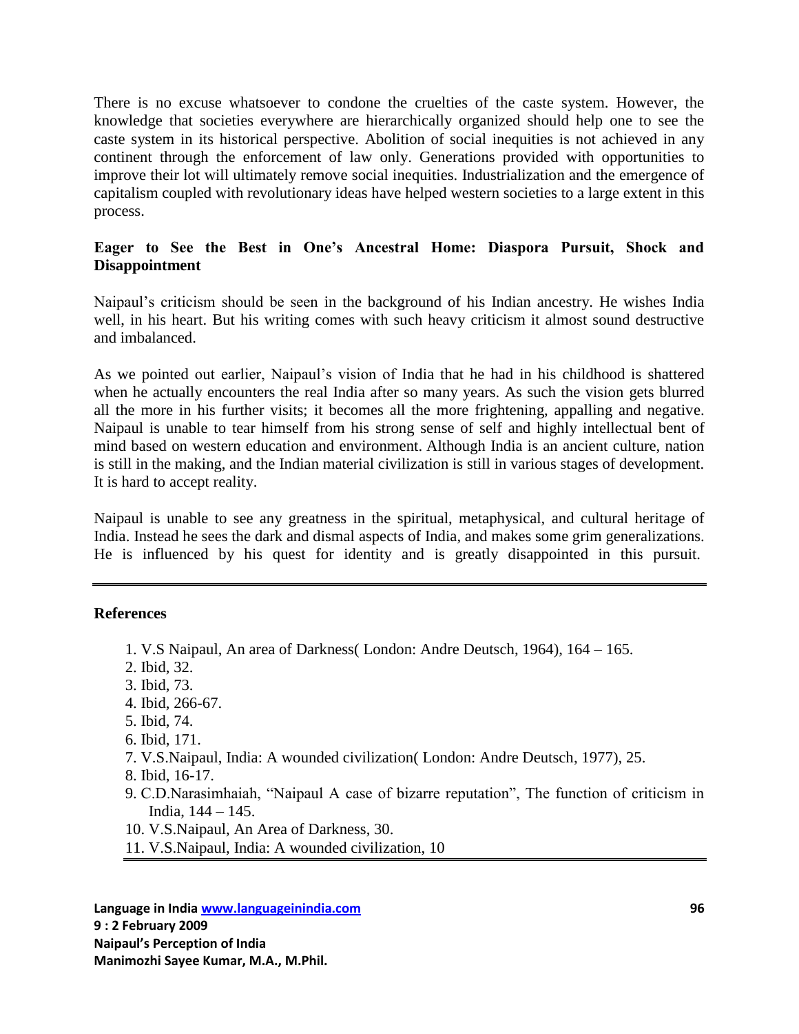There is no excuse whatsoever to condone the cruelties of the caste system. However, the knowledge that societies everywhere are hierarchically organized should help one to see the caste system in its historical perspective. Abolition of social inequities is not achieved in any continent through the enforcement of law only. Generations provided with opportunities to improve their lot will ultimately remove social inequities. Industrialization and the emergence of capitalism coupled with revolutionary ideas have helped western societies to a large extent in this process.

### Eager to See the Best in One's Ancestral Home: Diaspora Pursuit, Shock and Disappointment

Naipaul's criticism should be seen in the background of his Indian ancestry. He wishes India well, in his heart. But his writing comes with such heavy criticism it almost sound destructive and imbalanced.

As we pointed out earlier, Naipaul's vision of India that he had in his childhood is shattered when he actually encounters the real India after so many years. As such the vision gets blurred all the more in his further visits; it becomes all the more frightening, appalling and negative. Naipaul is unable to tear himself from his strong sense of self and highly intellectual bent of mind based on western education and environment. Although India is an ancient culture, nation is still in the making, and the Indian material civilization is still in various stages of development. It is hard to accept reality.

Naipaul is unable to see any greatness in the spiritual, metaphysical, and cultural heritage of India. Instead he sees the dark and dismal aspects of India, and makes some grim generalizations. He is influenced by his quest for identity and is greatly disappointed in this pursuit.

---

### References

1. V.S Naipaul, An area of Darkness( London: Andre Deutsch, 1964), 164 – 165.
2. Ibid, 32.
3. Ibid, 73.
4. Ibid, 266-67.
5. Ibid, 74.
6. Ibid, 171.
7. V.S.Naipaul, India: A wounded civilization( London: Andre Deutsch, 1977), 25.
8. Ibid, 16-17.
9. C.D.Narasimhaiah, "Naipaul A case of bizarre reputation", The function of criticism in India, 144 – 145.
10. V.S.Naipaul, An Area of Darkness, 30.
11. V.S.Naipaul, India: A wounded civilization, 10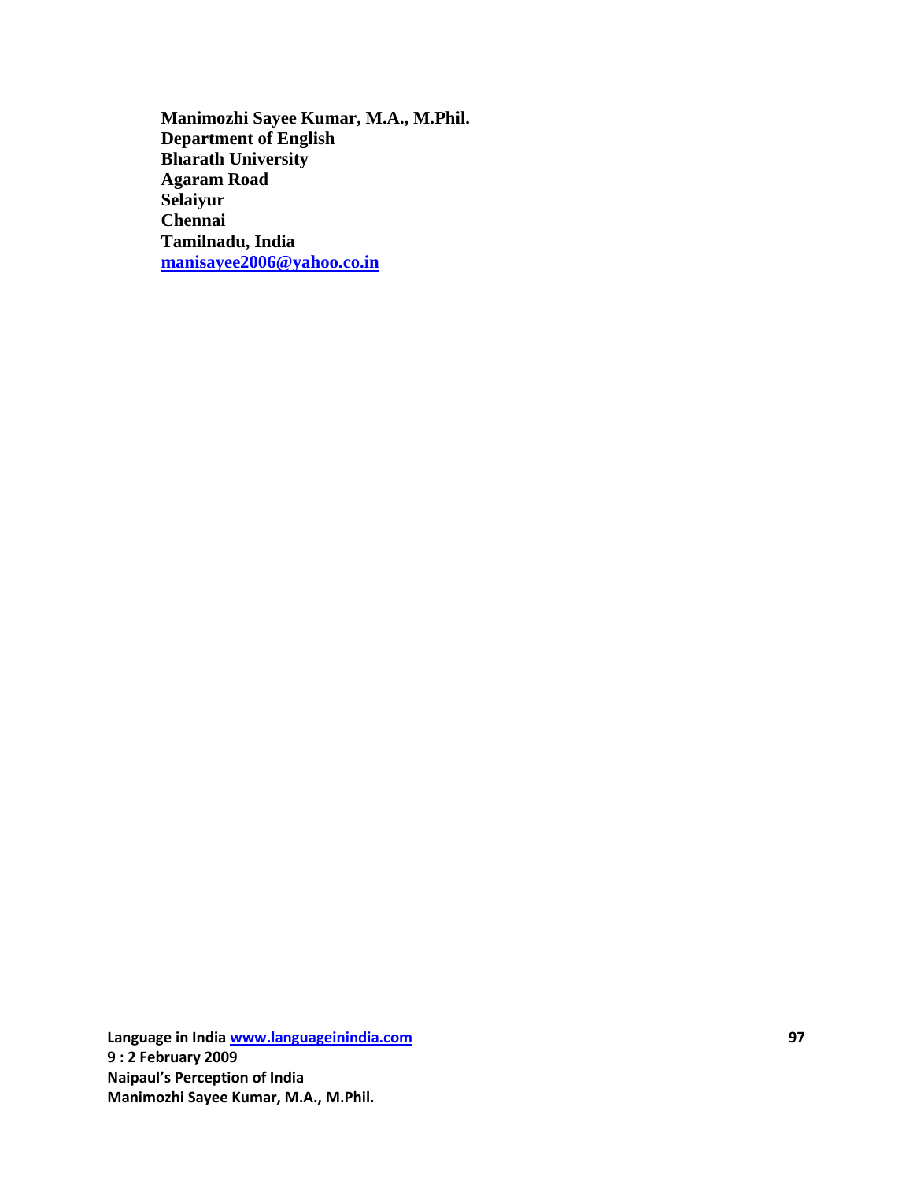**Manimozhi Sayee Kumar, M.A., M.Phil.**
**Department of English**
**Bharath University**
**Agaram Road**
**Selaiyur**
**Chennai**
**Tamilnadu, India**
**manisayee2006@yahoo.co.in**